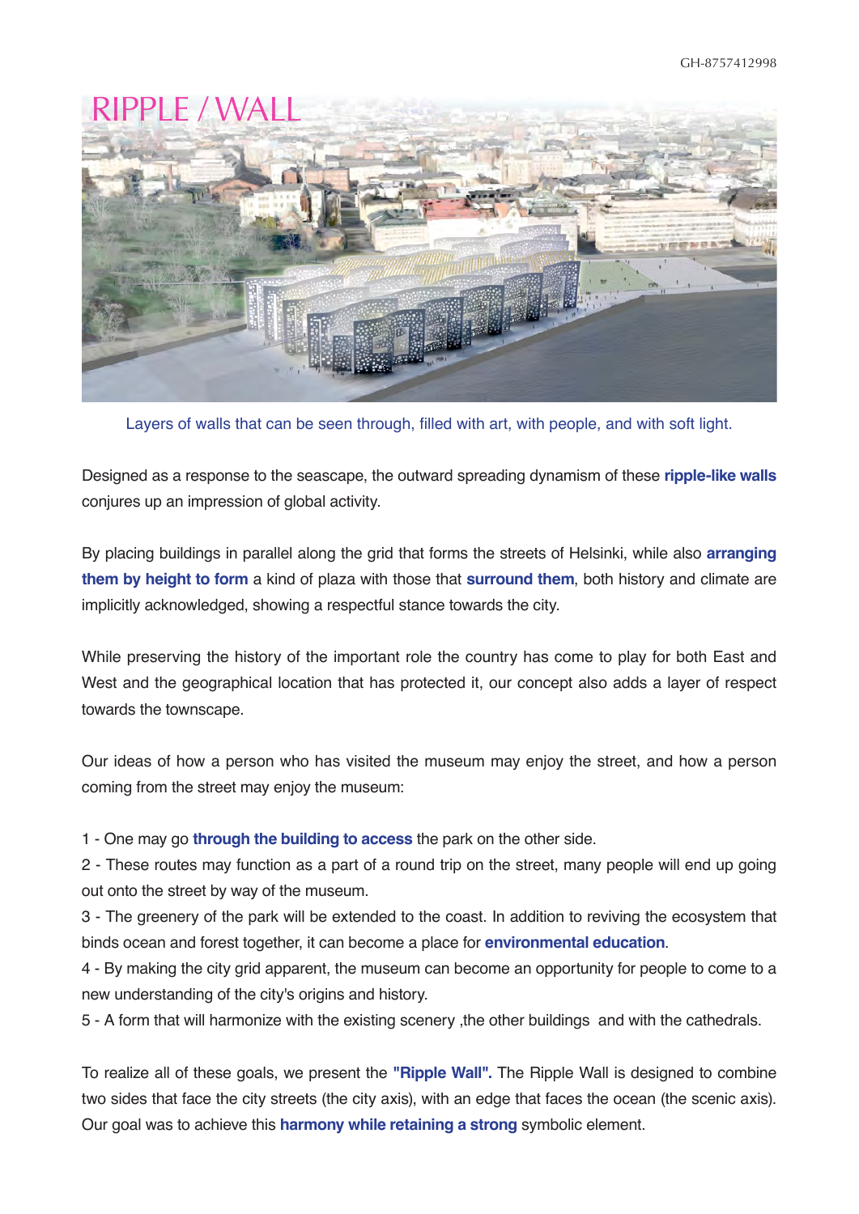# RIPPLE / WALL

Layers of walls that can be seen through, filled with art, with people, and with soft light.

Designed as a response to the seascape, the outward spreading dynamism of these **ripple-like walls** conjures up an impression of global activity.

By placing buildings in parallel along the grid that forms the streets of Helsinki, while also **arranging them by height to form** a kind of plaza with those that **surround them**, both history and climate are implicitly acknowledged, showing a respectful stance towards the city.

While preserving the history of the important role the country has come to play for both East and West and the geographical location that has protected it, our concept also adds a layer of respect towards the townscape.

Our ideas of how a person who has visited the museum may enjoy the street, and how a person coming from the street may enjoy the museum:

1 - One may go **through the building to access** the park on the other side.
2 - These routes may function as a part of a round trip on the street, many people will end up going out onto the street by way of the museum.
3 - The greenery of the park will be extended to the coast. In addition to reviving the ecosystem that binds ocean and forest together, it can become a place for **environmental education**.
4 - By making the city grid apparent, the museum can become an opportunity for people to come to a new understanding of the city's origins and history.
5 - A form that will harmonize with the existing scenery ,the other buildings and with the cathedrals.

To realize all of these goals, we present the **"Ripple Wall".** The Ripple Wall is designed to combine two sides that face the city streets (the city axis), with an edge that faces the ocean (the scenic axis). Our goal was to achieve this **harmony while retaining a strong** symbolic element.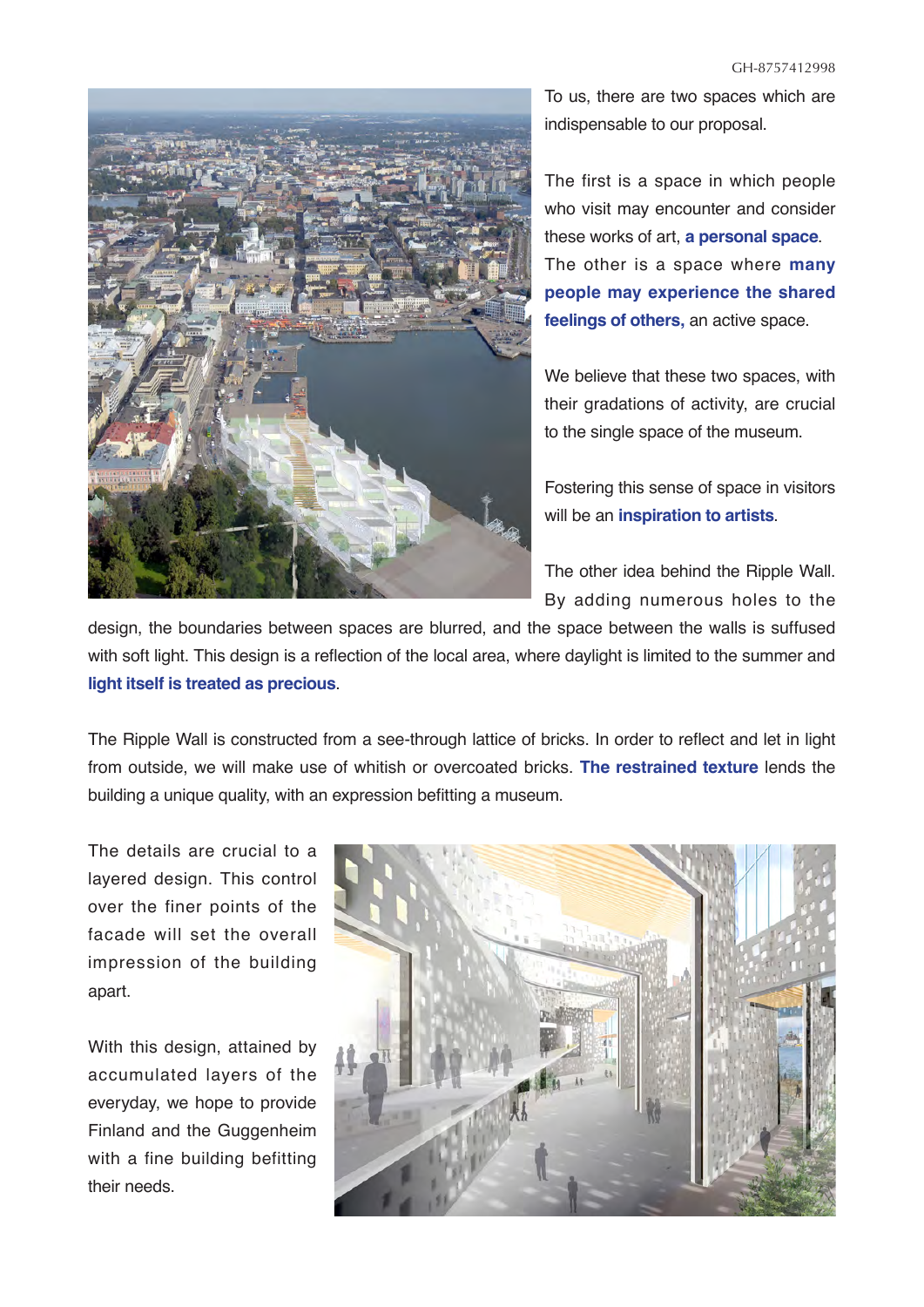To us, there are two spaces which are indispensable to our proposal.

The first is a space in which people who visit may encounter and consider these works of art, **a personal space**. The other is a space where **many people may experience the shared feelings of others,** an active space.

We believe that these two spaces, with their gradations of activity, are crucial to the single space of the museum.

Fostering this sense of space in visitors will be an **inspiration to artists**.

The other idea behind the Ripple Wall. By adding numerous holes to the design, the boundaries between spaces are blurred, and the space between the walls is suffused with soft light. This design is a reflection of the local area, where daylight is limited to the summer and **light itself is treated as precious**.

The Ripple Wall is constructed from a see-through lattice of bricks. In order to reflect and let in light from outside, we will make use of whitish or overcoated bricks. **The restrained texture** lends the building a unique quality, with an expression befitting a museum.

The details are crucial to a layered design. This control over the finer points of the facade will set the overall impression of the building apart.

With this design, attained by accumulated layers of the everyday, we hope to provide Finland and the Guggenheim with a fine building befitting their needs.